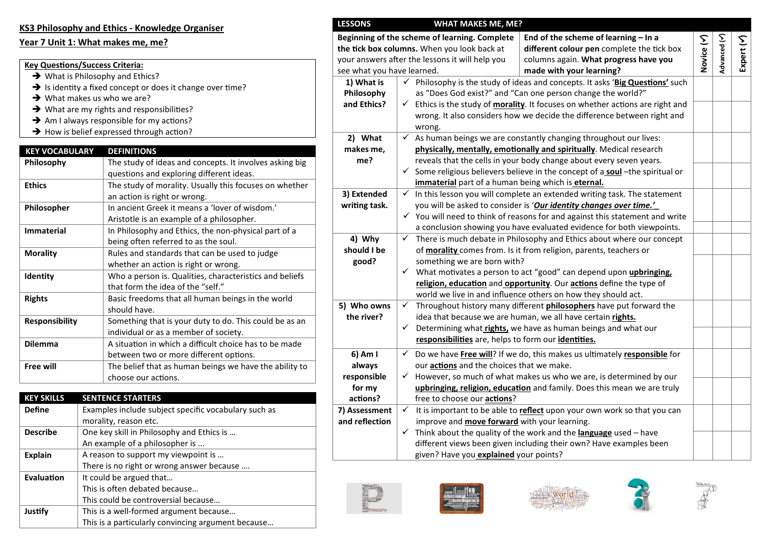## KS3 Philosophy and Ethics - Knowledge Organiser

## Year 7 Unit 1: What makes me, me?

**Key Questions/Success Criteria:**

- ➔ What is Philosophy and Ethics?
- ➔ Is identity a fixed concept or does it change over time?
- ➔ What makes us who we are?
- ➔ What are my rights and responsibilities?
- ➔ Am I always responsible for my actions?
- ➔ How is belief expressed through action?

| KEY VOCABULARY | DEFINITIONS |
| --- | --- |
| **Philosophy** | The study of ideas and concepts. It involves asking big questions and exploring different ideas. |
| **Ethics** | The study of morality. Usually this focuses on whether an action is right or wrong. |
| **Philosopher** | In ancient Greek it means a 'lover of wisdom.' Aristotle is an example of a philosopher. |
| **Immaterial** | In Philosophy and Ethics, the non-physical part of a being often referred to as the soul. |
| **Morality** | Rules and standards that can be used to judge whether an action is right or wrong. |
| **Identity** | Who a person is. Qualities, characteristics and beliefs that form the idea of the "self." |
| **Rights** | Basic freedoms that all human beings in the world should have. |
| **Responsibility** | Something that is your duty to do. This could be as an individual or as a member of society. |
| **Dilemma** | A situation in which a difficult choice has to be made between two or more different options. |
| **Free will** | The belief that as human beings we have the ability to choose our actions. |

| KEY SKILLS | SENTENCE STARTERS |
| --- | --- |
| **Define** | Examples include subject specific vocabulary such as morality, reason etc. |
| **Describe** | One key skill in Philosophy and Ethics is …<br>An example of a philosopher is ... |
| **Explain** | A reason to support my viewpoint is …<br>There is no right or wrong answer because …. |
| **Evaluation** | It could be argued that…<br>This is often debated because…<br>This could be controversial because… |
| **Justify** | This is a well-formed argument because…<br>This is a particularly convincing argument because… |

| LESSONS | WHAT MAKES ME, ME? | | | |
| --- | --- | --- | --- | --- |
| **Beginning of the scheme of learning. Complete the tick box columns.** When you look back at your answers after the lessons it will help you see what you have learned. | **End of the scheme of learning – In a different colour pen** complete the tick box columns again. **What progress have you made with your learning?** | **Novice (✓)** | **Advanced (✓)** | **Expert (✓)** |
| **1) What is Philosophy and Ethics?** | ✓ Philosophy is the study of ideas and concepts. It asks '**Big Questions'** such as "Does God exist?" and "Can one person change the world?" | | | |
| | ✓ Ethics is the study of **morality**. It focuses on whether actions are right and wrong. It also considers how we decide the difference between right and wrong. | | | |
| **2) What makes me, me?** | ✓ As human beings we are constantly changing throughout our lives: **physically, mentally, emotionally and spiritually**. Medical research reveals that the cells in your body change about every seven years. | | | |
| | ✓ Some religious believers believe in the concept of a **soul** –the spiritual or **immaterial** part of a human being which is **eternal.** | | | |
| **3) Extended writing task.** | ✓ In this lesson you will complete an extended writing task. The statement you will be asked to consider is '***Our identity changes over time.'*** | | | |
| | ✓ You will need to think of reasons for and against this statement and write a conclusion showing you have evaluated evidence for both viewpoints. | | | |
| **4) Why should I be good?** | ✓ There is much debate in Philosophy and Ethics about where our concept of **morality** comes from. Is it from religion, parents, teachers or something we are born with? | | | |
| | ✓ What motivates a person to act "good" can depend upon **upbringing, religion, education** and **opportunity**. Our **actions** define the type of world we live in and influence others on how they should act. | | | |
| **5) Who owns the river?** | ✓ Throughout history many different **philosophers** have put forward the idea that because we are human, we all have certain **rights.** | | | |
| | ✓ Determining what **rights,** we have as human beings and what our **responsibilities** are, helps to form our **identities.** | | | |
| **6) Am I always responsible for my actions?** | ✓ Do we have **Free will**? If we do, this makes us ultimately **responsible** for our **actions** and the choices that we make. | | | |
| | ✓ However, so much of what makes us who we are, is determined by our **upbringing, religion, education** and family. Does this mean we are truly free to choose our **actions**? | | | |
| **7) Assessment and reflection** | ✓ It is important to be able to **reflect** upon your own work so that you can improve and **move forward** with your learning. | | | |
| | ✓ Think about the quality of the work and the **language** used – have different views been given including their own? Have examples been given? Have you **explained** your points? | | | |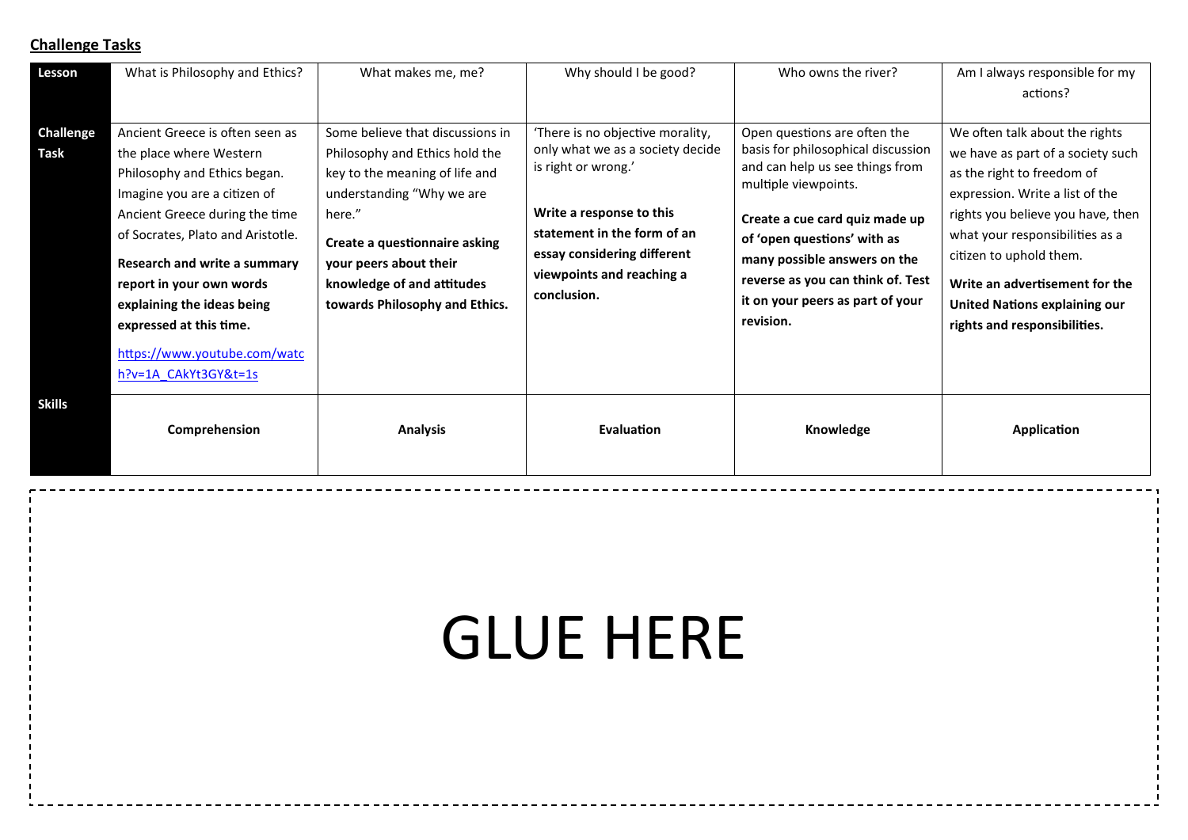**Challenge Tasks**

| Lesson | What is Philosophy and Ethics? | What makes me, me? | Why should I be good? | Who owns the river? | Am I always responsible for my actions? |
|---|---|---|---|---|---|
| **Challenge Task** | Ancient Greece is often seen as the place where Western Philosophy and Ethics began. Imagine you are a citizen of Ancient Greece during the time of Socrates, Plato and Aristotle. **Research and write a summary report in your own words explaining the ideas being expressed at this time.** https://www.youtube.com/watch?v=1A_CAkYt3GY&t=1s | Some believe that discussions in Philosophy and Ethics hold the key to the meaning of life and understanding "Why we are here." **Create a questionnaire asking your peers about their knowledge of and attitudes towards Philosophy and Ethics.** | 'There is no objective morality, only what we as a society decide is right or wrong.' **Write a response to this statement in the form of an essay considering different viewpoints and reaching a conclusion.** | Open questions are often the basis for philosophical discussion and can help us see things from multiple viewpoints. **Create a cue card quiz made up of 'open questions' with as many possible answers on the reverse as you can think of. Test it on your peers as part of your revision.** | We often talk about the rights we have as part of a society such as the right to freedom of expression. Write a list of the rights you believe you have, then what your responsibilities as a citizen to uphold them. **Write an advertisement for the United Nations explaining our rights and responsibilities.** |
| **Skills** | **Comprehension** | **Analysis** | **Evaluation** | **Knowledge** | **Application** |

GLUE HERE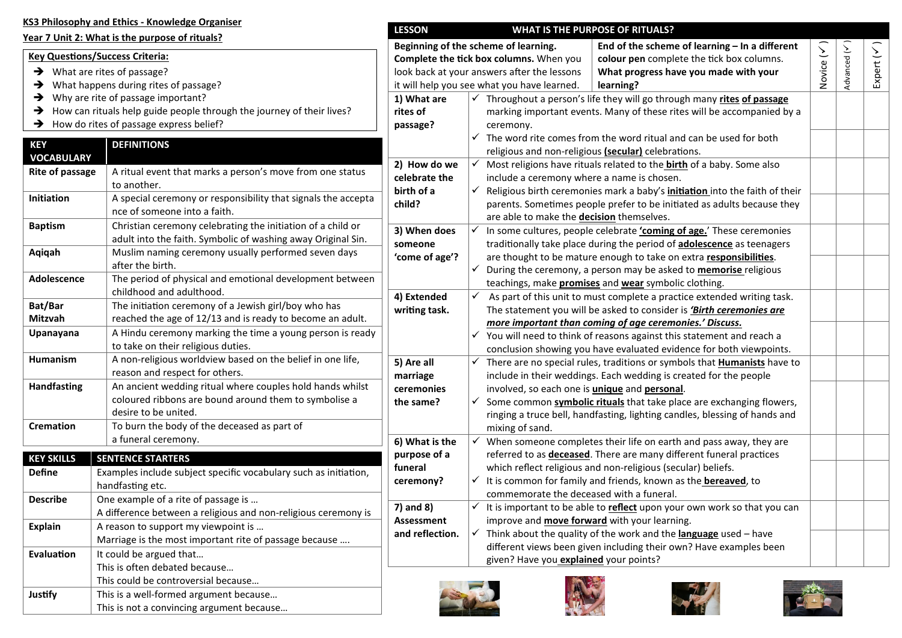**KS3 Philosophy and Ethics - Knowledge Organiser**

**Year 7 Unit 2: What is the purpose of rituals?**

**Key Questions/Success Criteria:**

- What are rites of passage?
- What happens during rites of passage?
- Why are rite of passage important?
- How can rituals help guide people through the journey of their lives?
- How do rites of passage express belief?

| KEY VOCABULARY | DEFINITIONS |
|---|---|
| **Rite of passage** | A ritual event that marks a person's move from one status to another. |
| **Initiation** | A special ceremony or responsibility that signals the acceptance of someone into a faith. |
| **Baptism** | Christian ceremony celebrating the initiation of a child or adult into the faith. Symbolic of washing away Original Sin. |
| **Aqiqah** | Muslim naming ceremony usually performed seven days after the birth. |
| **Adolescence** | The period of physical and emotional development between childhood and adulthood. |
| **Bat/Bar Mitzvah** | The initiation ceremony of a Jewish girl/boy who has reached the age of 12/13 and is ready to become an adult. |
| **Upanayana** | A Hindu ceremony marking the time a young person is ready to take on their religious duties. |
| **Humanism** | A non-religious worldview based on the belief in one life, reason and respect for others. |
| **Handfasting** | An ancient wedding ritual where couples hold hands whilst coloured ribbons are bound around them to symbolise a desire to be united. |
| **Cremation** | To burn the body of the deceased as part of a funeral ceremony. |

| KEY SKILLS | SENTENCE STARTERS |
|---|---|
| **Define** | Examples include subject specific vocabulary such as initiation, handfasting etc. |
| **Describe** | One example of a rite of passage is … <br> A difference between a religious and non-religious ceremony is |
| **Explain** | A reason to support my viewpoint is … <br> Marriage is the most important rite of passage because …. |
| **Evaluation** | It could be argued that… <br> This is often debated because… <br> This could be controversial because… |
| **Justify** | This is a well-formed argument because… <br> This is not a convincing argument because… |

| LESSON | WHAT IS THE PURPOSE OF RITUALS? | Novice (✓) | Advanced (✓) | Expert (✓) |
|---|---|---|---|---|
| **Beginning of the scheme of learning. Complete the tick box columns.** When you look back at your answers after the lessons it will help you see what you have learned. | **End of the scheme of learning – In a different colour pen** complete the tick box columns. **What progress have you made with your learning?** | | | |
| **1) What are rites of passage?** | ✓ Throughout a person's life they will go through many **rites of passage** marking important events. Many of these rites will be accompanied by a ceremony. | | | |
| | ✓ The word rite comes from the word ritual and can be used for both religious and non-religious **(secular)** celebrations. | | | |
| **2) How do we celebrate the birth of a child?** | ✓ Most religions have rituals related to the **birth** of a baby. Some also include a ceremony where a name is chosen. | | | |
| | ✓ Religious birth ceremonies mark a baby's **initiation** into the faith of their parents. Sometimes people prefer to be initiated as adults because they are able to make the **decision** themselves. | | | |
| **3) When does someone 'come of age'?** | ✓ In some cultures, people celebrate **'coming of age.'** These ceremonies traditionally take place during the period of **adolescence** as teenagers are thought to be mature enough to take on extra **responsibilities**. | | | |
| | ✓ During the ceremony, a person may be asked to **memorise** religious teachings, make **promises** and **wear** symbolic clothing. | | | |
| **4) Extended writing task.** | ✓ As part of this unit to must complete a practice extended writing task. The statement you will be asked to consider is ***'Birth ceremonies are more important than coming of age ceremonies.' Discuss.*** | | | |
| | ✓ You will need to think of reasons against this statement and reach a conclusion showing you have evaluated evidence for both viewpoints. | | | |
| **5) Are all marriage ceremonies the same?** | ✓ There are no special rules, traditions or symbols that **Humanists** have to include in their weddings. Each wedding is created for the people involved, so each one is **unique** and **personal**. | | | |
| | ✓ Some common **symbolic rituals** that take place are exchanging flowers, ringing a truce bell, handfasting, lighting candles, blessing of hands and mixing of sand. | | | |
| **6) What is the purpose of a funeral ceremony?** | ✓ When someone completes their life on earth and pass away, they are referred to as **deceased**. There are many different funeral practices which reflect religious and non-religious (secular) beliefs. | | | |
| | ✓ It is common for family and friends, known as the **bereaved**, to commemorate the deceased with a funeral. | | | |
| **7) and 8) Assessment and reflection.** | ✓ It is important to be able to **reflect** upon your own work so that you can improve and **move forward** with your learning. | | | |
| | ✓ Think about the quality of the work and the **language** used – have different views been given including their own? Have examples been given? Have you **explained** your points? | | | |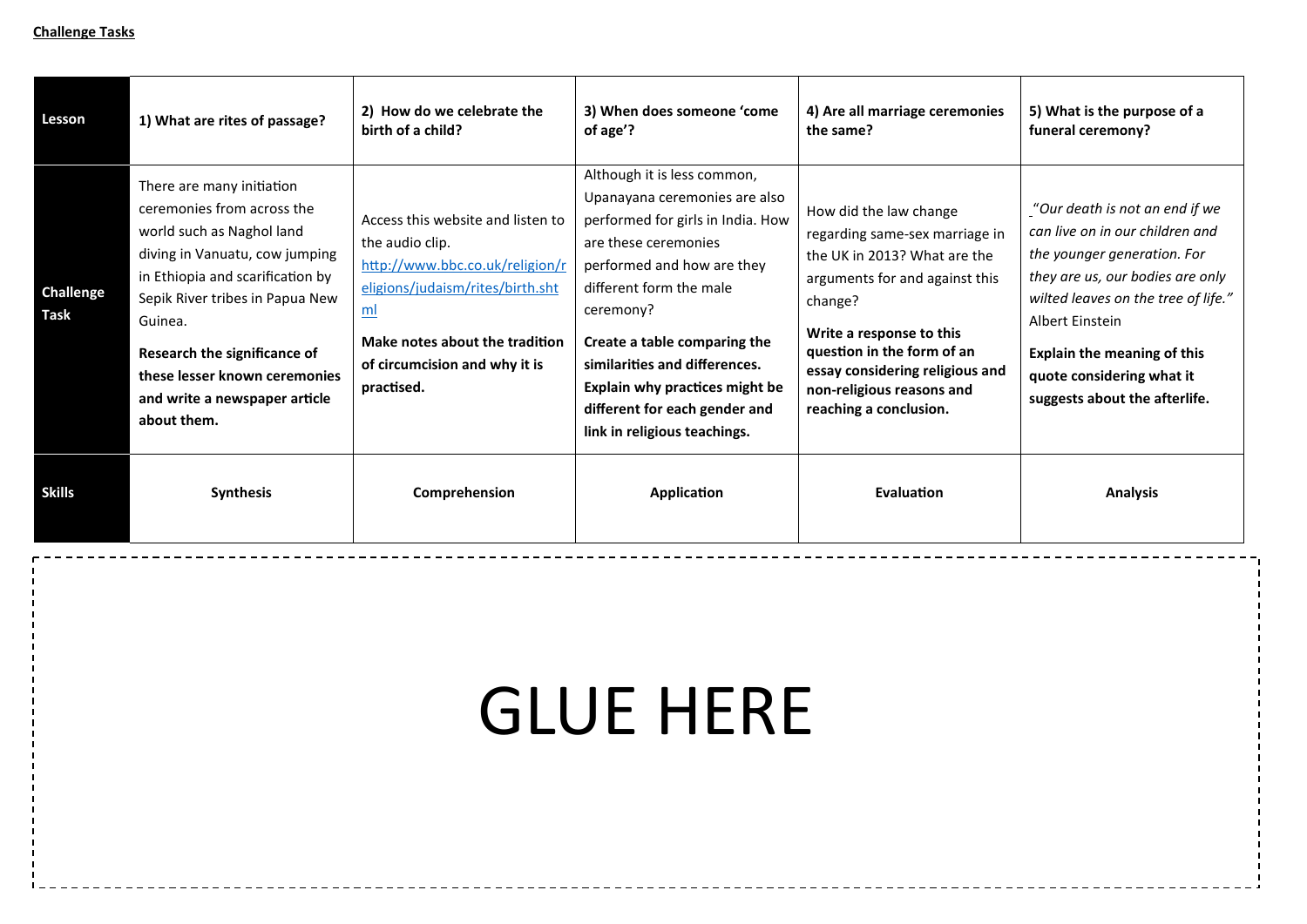**Challenge Tasks**

| Lesson | 1) What are rites of passage? | 2) How do we celebrate the birth of a child? | 3) When does someone 'come of age'? | 4) Are all marriage ceremonies the same? | 5) What is the purpose of a funeral ceremony? |
|---|---|---|---|---|---|
| Challenge Task | There are many initiation ceremonies from across the world such as Naghol land diving in Vanuatu, cow jumping in Ethiopia and scarification by Sepik River tribes in Papua New Guinea. **Research the significance of these lesser known ceremonies and write a newspaper article about them.** | Access this website and listen to the audio clip. [http://www.bbc.co.uk/religion/religions/judaism/rites/birth.shtml](http://www.bbc.co.uk/religion/religions/judaism/rites/birth.shtml) **Make notes about the tradition of circumcision and why it is practised.** | Although it is less common, Upanayana ceremonies are also performed for girls in India. How are these ceremonies performed and how are they different form the male ceremony? **Create a table comparing the similarities and differences. Explain why practices might be different for each gender and link in religious teachings.** | How did the law change regarding same-sex marriage in the UK in 2013? What are the arguments for and against this change? **Write a response to this question in the form of an essay considering religious and non-religious reasons and reaching a conclusion.** | *"Our death is not an end if we can live on in our children and the younger generation. For they are us, our bodies are only wilted leaves on the tree of life."* Albert Einstein **Explain the meaning of this quote considering what it suggests about the afterlife.** |
| Skills | **Synthesis** | **Comprehension** | **Application** | **Evaluation** | **Analysis** |

GLUE HERE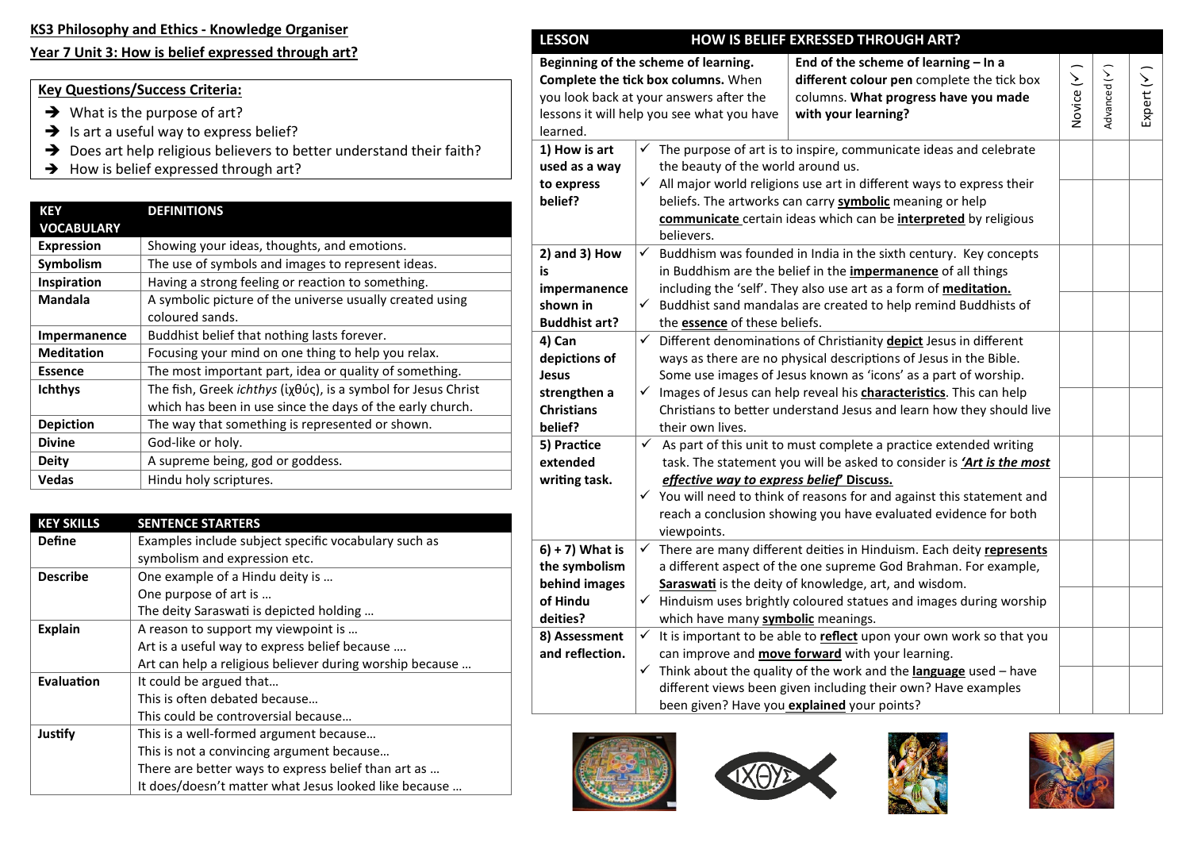**KS3 Philosophy and Ethics - Knowledge Organiser**

**Year 7 Unit 3: How is belief expressed through art?**

**Key Questions/Success Criteria:**

- ➔ What is the purpose of art?
- ➔ Is art a useful way to express belief?
- ➔ Does art help religious believers to better understand their faith?
- ➔ How is belief expressed through art?

| KEY VOCABULARY | DEFINITIONS |
|---|---|
| **Expression** | Showing your ideas, thoughts, and emotions. |
| **Symbolism** | The use of symbols and images to represent ideas. |
| **Inspiration** | Having a strong feeling or reaction to something. |
| **Mandala** | A symbolic picture of the universe usually created using coloured sands. |
| **Impermanence** | Buddhist belief that nothing lasts forever. |
| **Meditation** | Focusing your mind on one thing to help you relax. |
| **Essence** | The most important part, idea or quality of something. |
| **Ichthys** | The fish, Greek *ichthys* (ἰχθύς), is a symbol for Jesus Christ which has been in use since the days of the early church. |
| **Depiction** | The way that something is represented or shown. |
| **Divine** | God-like or holy. |
| **Deity** | A supreme being, god or goddess. |
| **Vedas** | Hindu holy scriptures. |

| KEY SKILLS | SENTENCE STARTERS |
|---|---|
| **Define** | Examples include subject specific vocabulary such as symbolism and expression etc. |
| **Describe** | One example of a Hindu deity is …<br>One purpose of art is …<br>The deity Saraswati is depicted holding … |
| **Explain** | A reason to support my viewpoint is …<br>Art is a useful way to express belief because ….<br>Art can help a religious believer during worship because … |
| **Evaluation** | It could be argued that…<br>This is often debated because…<br>This could be controversial because… |
| **Justify** | This is a well-formed argument because…<br>This is not a convincing argument because…<br>There are better ways to express belief than art as …<br>It does/doesn't matter what Jesus looked like because … |

| LESSON | HOW IS BELIEF EXPRESSED THROUGH ART? | | Novice (✓) | Advanced (✓) | Expert (✓) |
|---|---|---|---|---|---|
| **Beginning of the scheme of learning. Complete the tick box columns.** When you look back at your answers after the lessons it will help you see what you have learned. | | **End of the scheme of learning – In a different colour pen** complete the tick box columns. **What progress have you made with your learning?** | | | |
| **1) How is art used as a way to express belief?** | ✓ The purpose of art is to inspire, communicate ideas and celebrate the beauty of the world around us.<br>✓ All major world religions use art in different ways to express their beliefs. The artworks can carry **symbolic** meaning or help **communicate** certain ideas which can be **interpreted** by religious believers. | | | | |
| **2) and 3) How is impermanence shown in Buddhist art?** | ✓ Buddhism was founded in India in the sixth century. Key concepts in Buddhism are the belief in the **impermanence** of all things including the 'self'. They also use art as a form of **meditation.**<br>✓ Buddhist sand mandalas are created to help remind Buddhists of the **essence** of these beliefs. | | | | |
| **4) Can depictions of Jesus strengthen a Christians belief?** | ✓ Different denominations of Christianity **depict** Jesus in different ways as there are no physical descriptions of Jesus in the Bible. Some use images of Jesus known as 'icons' as a part of worship.<br>✓ Images of Jesus can help reveal his **characteristics**. This can help Christians to better understand Jesus and learn how they should live their own lives. | | | | |
| **5) Practice extended writing task.** | ✓ As part of this unit to must complete a practice extended writing task. The statement you will be asked to consider is ***'Art is the most effective way to express belief'* Discuss.**<br>✓ You will need to think of reasons for and against this statement and reach a conclusion showing you have evaluated evidence for both viewpoints. | | | | |
| **6) + 7) What is the symbolism behind images of Hindu deities?** | ✓ There are many different deities in Hinduism. Each deity **represents** a different aspect of the one supreme God Brahman. For example, **Saraswati** is the deity of knowledge, art, and wisdom.<br>✓ Hinduism uses brightly coloured statues and images during worship which have many **symbolic** meanings. | | | | |
| **8) Assessment and reflection.** | ✓ It is important to be able to **reflect** upon your own work so that you can improve and **move forward** with your learning.<br>✓ Think about the quality of the work and the **language** used – have different views been given including their own? Have examples been given? Have you **explained** your points? | | | | |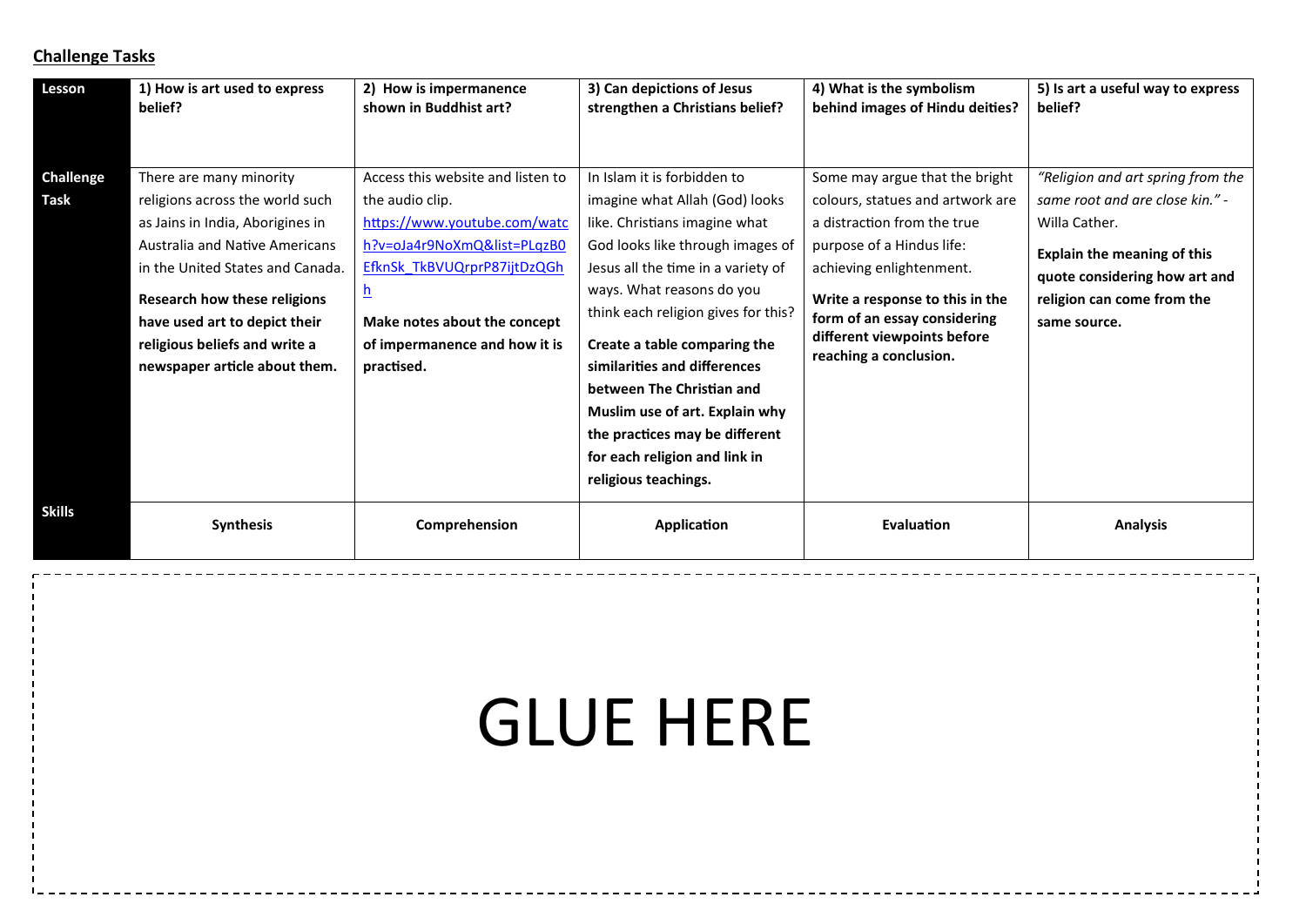## Challenge Tasks

| Lesson | 1) How is art used to express belief? | 2) How is impermanence shown in Buddhist art? | 3) Can depictions of Jesus strengthen a Christians belief? | 4) What is the symbolism behind images of Hindu deities? | 5) Is art a useful way to express belief? |
|---|---|---|---|---|---|
| **Challenge Task** | There are many minority religions across the world such as Jains in India, Aborigines in Australia and Native Americans in the United States and Canada. **Research how these religions have used art to depict their religious beliefs and write a newspaper article about them.** | Access this website and listen to the audio clip. https://www.youtube.com/watch?v=oJa4r9NoXmQ&list=PLqzB0EfknSk_TkBVUQrprP87ijtDzQGhh **Make notes about the concept of impermanence and how it is practised.** | In Islam it is forbidden to imagine what Allah (God) looks like. Christians imagine what God looks like through images of Jesus all the time in a variety of ways. What reasons do you think each religion gives for this? **Create a table comparing the similarities and differences between The Christian and Muslim use of art. Explain why the practices may be different for each religion and link in religious teachings.** | Some may argue that the bright colours, statues and artwork are a distraction from the true purpose of a Hindus life: achieving enlightenment. **Write a response to this in the form of an essay considering different viewpoints before reaching a conclusion.** | *"Religion and art spring from the same root and are close kin."* - Willa Cather. **Explain the meaning of this quote considering how art and religion can come from the same source.** |
| **Skills** | **Synthesis** | **Comprehension** | **Application** | **Evaluation** | **Analysis** |

GLUE HERE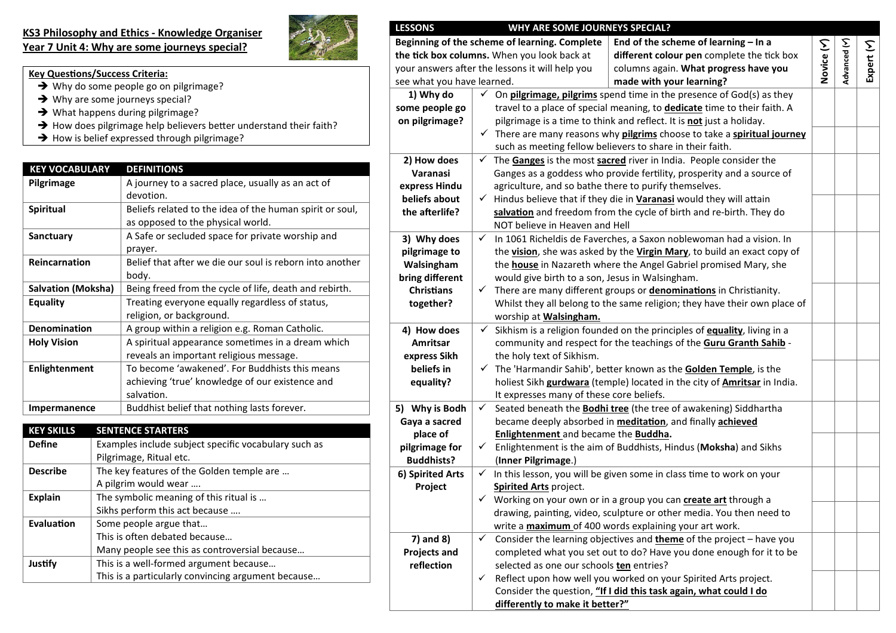## KS3 Philosophy and Ethics - Knowledge Organiser
## Year 7 Unit 4: Why are some journeys special?

**Key Questions/Success Criteria:**

- → Why do some people go on pilgrimage?
- → Why are some journeys special?
- → What happens during pilgrimage?
- → How does pilgrimage help believers better understand their faith?
- → How is belief expressed through pilgrimage?

| KEY VOCABULARY | DEFINITIONS |
|---|---|
| **Pilgrimage** | A journey to a sacred place, usually as an act of devotion. |
| **Spiritual** | Beliefs related to the idea of the human spirit or soul, as opposed to the physical world. |
| **Sanctuary** | A Safe or secluded space for private worship and prayer. |
| **Reincarnation** | Belief that after we die our soul is reborn into another body. |
| **Salvation (Moksha)** | Being freed from the cycle of life, death and rebirth. |
| **Equality** | Treating everyone equally regardless of status, religion, or background. |
| **Denomination** | A group within a religion e.g. Roman Catholic. |
| **Holy Vision** | A spiritual appearance sometimes in a dream which reveals an important religious message. |
| **Enlightenment** | To become 'awakened'. For Buddhists this means achieving 'true' knowledge of our existence and salvation. |
| **Impermanence** | Buddhist belief that nothing lasts forever. |

| KEY SKILLS | SENTENCE STARTERS |
|---|---|
| **Define** | Examples include subject specific vocabulary such as Pilgrimage, Ritual etc. |
| **Describe** | The key features of the Golden temple are … A pilgrim would wear …. |
| **Explain** | The symbolic meaning of this ritual is … Sikhs perform this act because …. |
| **Evaluation** | Some people argue that… This is often debated because… Many people see this as controversial because… |
| **Justify** | This is a well-formed argument because… This is a particularly convincing argument because… |

| LESSONS | WHY ARE SOME JOURNEYS SPECIAL? | Novice (✓) | Advanced (✓) | Expert (✓) |
|---|---|---|---|---|
| **Beginning of the scheme of learning. Complete the tick box columns.** When you look back at your answers after the lessons it will help you see what you have learned. | **End of the scheme of learning – In a different colour pen** complete the tick box columns again. **What progress have you made with your learning?** | | | |
| **1) Why do some people go on pilgrimage?** | ✓ On **pilgrimage, pilgrims** spend time in the presence of God(s) as they travel to a place of special meaning, to **dedicate** time to their faith. A pilgrimage is a time to think and reflect. It is **not** just a holiday. | | | |
| | ✓ There are many reasons why **pilgrims** choose to take a **spiritual journey** such as meeting fellow believers to share in their faith. | | | |
| **2) How does Varanasi express Hindu beliefs about the afterlife?** | ✓ The **Ganges** is the most **sacred** river in India. People consider the Ganges as a goddess who provide fertility, prosperity and a source of agriculture, and so bathe there to purify themselves. | | | |
| | ✓ Hindus believe that if they die in **Varanasi** would they will attain **salvation** and freedom from the cycle of birth and re-birth. They do NOT believe in Heaven and Hell | | | |
| **3) Why does pilgrimage to Walsingham bring different Christians together?** | ✓ In 1061 Richeldis de Faverches, a Saxon noblewoman had a vision. In the **vision**, she was asked by the **Virgin Mary**, to build an exact copy of the **house** in Nazareth where the Angel Gabriel promised Mary, she would give birth to a son, Jesus in Walsingham. | | | |
| | ✓ There are many different groups or **denominations** in Christianity. Whilst they all belong to the same religion; they have their own place of worship at **Walsingham.** | | | |
| **4) How does Amritsar express Sikh beliefs in equality?** | ✓ Sikhism is a religion founded on the principles of **equality**, living in a community and respect for the teachings of the **Guru Granth Sahib** - the holy text of Sikhism. | | | |
| | ✓ The 'Harmandir Sahib', better known as the **Golden Temple**, is the holiest Sikh **gurdwara** (temple) located in the city of **Amritsar** in India. It expresses many of these core beliefs. | | | |
| **5) Why is Bodh Gaya a sacred place of pilgrimage for Buddhists?** | ✓ Seated beneath the **Bodhi tree** (the tree of awakening) Siddhartha became deeply absorbed in **meditation**, and finally **achieved Enlightenment** and became the **Buddha.** | | | |
| | ✓ Enlightenment is the aim of Buddhists, Hindus (**Moksha**) and Sikhs (**Inner Pilgrimage**.) | | | |
| **6) Spirited Arts Project** | ✓ In this lesson, you will be given some in class time to work on your **Spirited Arts** project. | | | |
| | ✓ Working on your own or in a group you can **create art** through a drawing, painting, video, sculpture or other media. You then need to write a **maximum** of 400 words explaining your art work. | | | |
| **7) and 8) Projects and reflection** | ✓ Consider the learning objectives and **theme** of the project – have you completed what you set out to do? Have you done enough for it to be selected as one our schools **ten** entries? | | | |
| | ✓ Reflect upon how well you worked on your Spirited Arts project. Consider the question, **"If I did this task again, what could I do differently to make it better?"** | | | |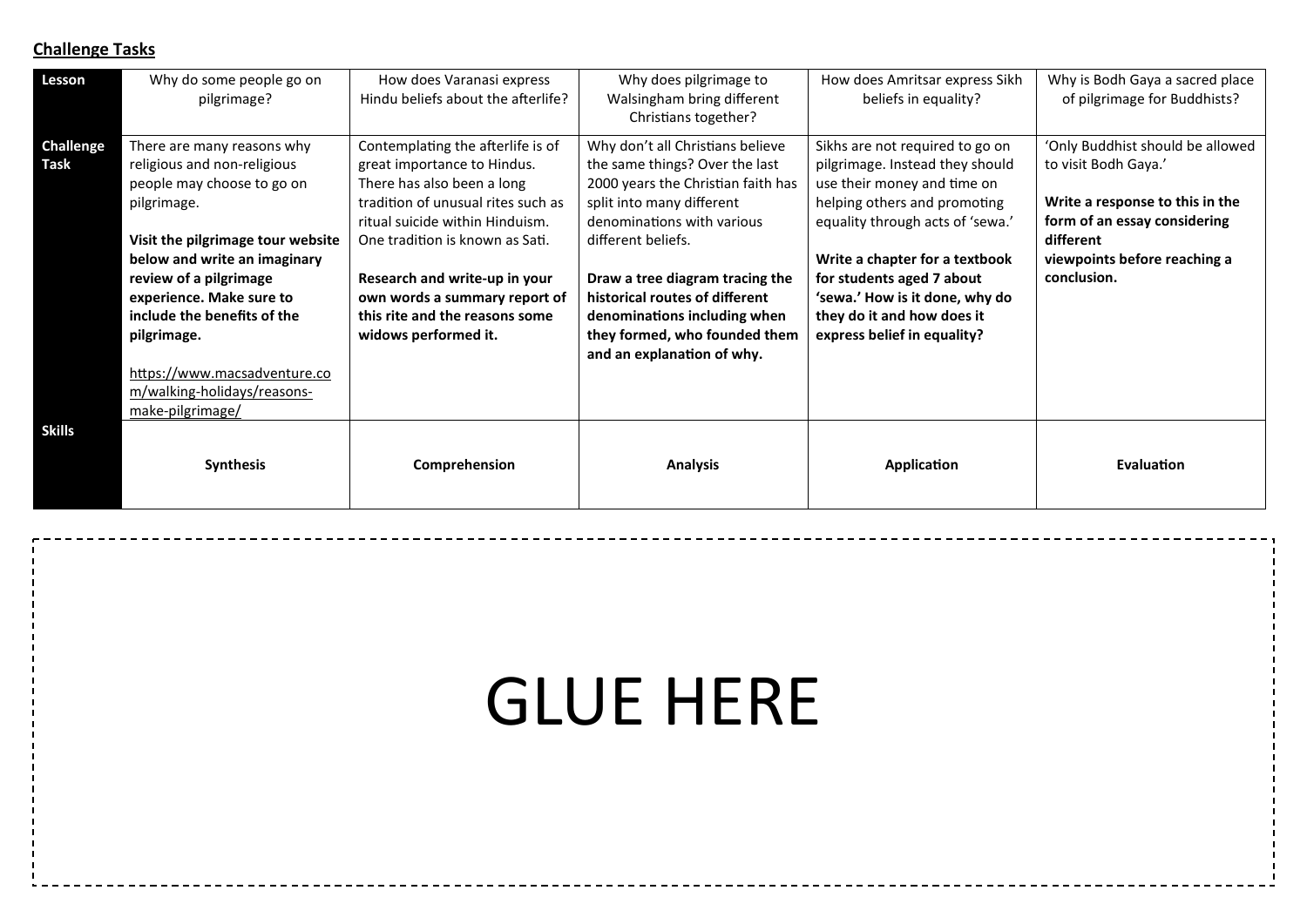**Challenge Tasks**

| **Lesson** | Why do some people go on pilgrimage? | How does Varanasi express Hindu beliefs about the afterlife? | Why does pilgrimage to Walsingham bring different Christians together? | How does Amritsar express Sikh beliefs in equality? | Why is Bodh Gaya a sacred place of pilgrimage for Buddhists? |
|---|---|---|---|---|---|
| **Challenge Task** | There are many reasons why religious and non-religious people may choose to go on pilgrimage.<br><br>**Visit the pilgrimage tour website below and write an imaginary review of a pilgrimage experience. Make sure to include the benefits of the pilgrimage.**<br><br>https://www.macsadventure.com/walking-holidays/reasons-make-pilgrimage/ | Contemplating the afterlife is of great importance to Hindus. There has also been a long tradition of unusual rites such as ritual suicide within Hinduism. One tradition is known as Sati.<br><br>**Research and write-up in your own words a summary report of this rite and the reasons some widows performed it.** | Why don't all Christians believe the same things? Over the last 2000 years the Christian faith has split into many different denominations with various different beliefs.<br><br>**Draw a tree diagram tracing the historical routes of different denominations including when they formed, who founded them and an explanation of why.** | Sikhs are not required to go on pilgrimage. Instead they should use their money and time on helping others and promoting equality through acts of 'sewa.'<br><br>**Write a chapter for a textbook for students aged 7 about 'sewa.' How is it done, why do they do it and how does it express belief in equality?** | 'Only Buddhist should be allowed to visit Bodh Gaya.'<br><br>**Write a response to this in the form of an essay considering different viewpoints before reaching a conclusion.** |
| **Skills** | **Synthesis** | **Comprehension** | **Analysis** | **Application** | **Evaluation** |

GLUE HERE